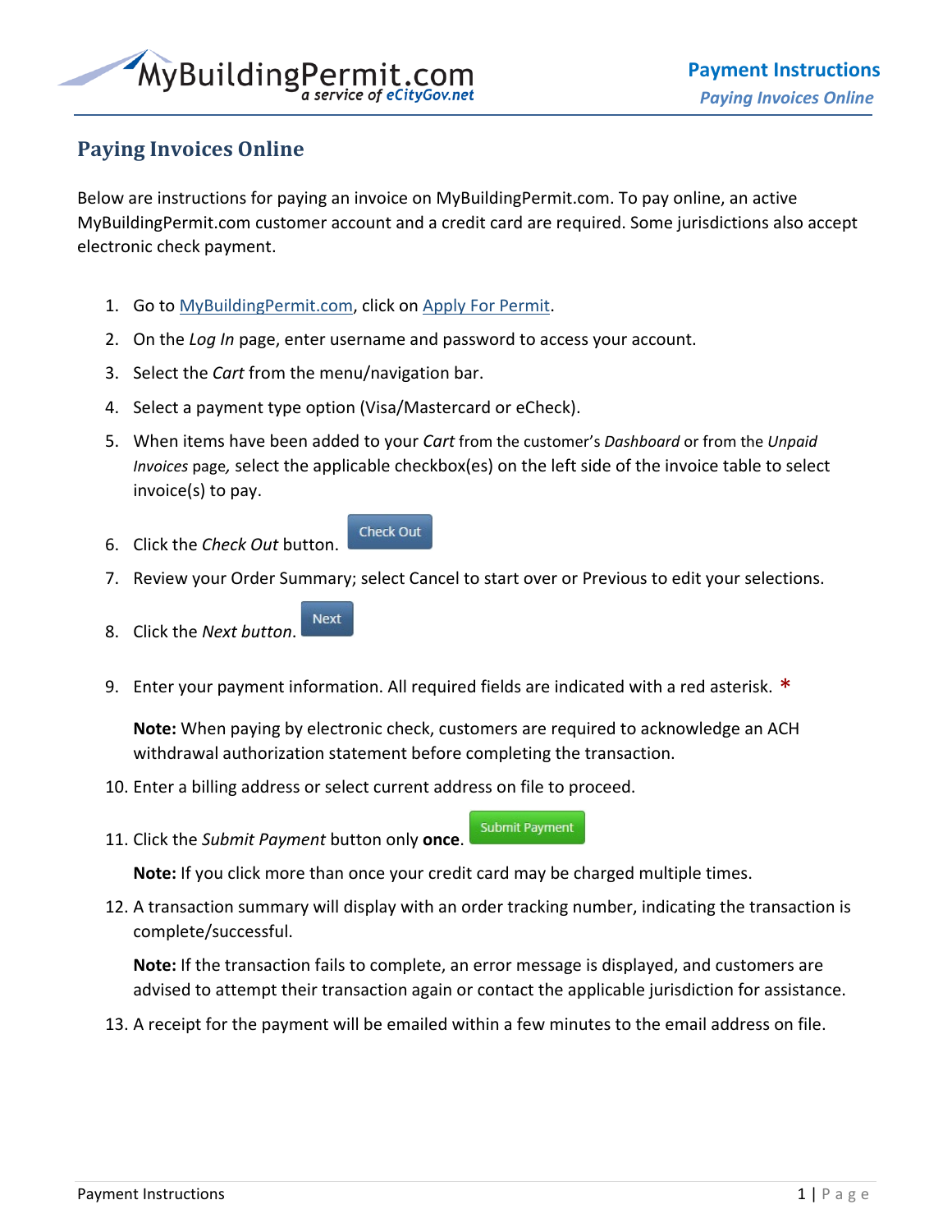# Paying Invoices Online

Below are instructions for paying an invoice on MyBuildingPermit.com. To pay online, an active MyBuildingPermit.com customer account and a credit card are required. Some jurisdictions also accept electronic check payment.

1. Go to [MyBuildingPermit.com](MyBuildingPermit.com), click on [Apply For Permit](Apply For Permit).
2. On the *Log In* page, enter username and password to access your account.
3. Select the *Cart* from the menu/navigation bar.
4. Select a payment type option (Visa/Mastercard or eCheck).
5. When items have been added to your *Cart* from the customer's *Dashboard* or from the *Unpaid Invoices* page, select the applicable checkbox(es) on the left side of the invoice table to select invoice(s) to pay.
6. Click the *Check Out* button. Check Out
7. Review your Order Summary; select Cancel to start over or Previous to edit your selections.
8. Click the *Next button*. Next
9. Enter your payment information. All required fields are indicated with a red asterisk. *

   **Note:** When paying by electronic check, customers are required to acknowledge an ACH withdrawal authorization statement before completing the transaction.
10. Enter a billing address or select current address on file to proceed.
11. Click the *Submit Payment* button only **once**. Submit Payment

    **Note:** If you click more than once your credit card may be charged multiple times.
12. A transaction summary will display with an order tracking number, indicating the transaction is complete/successful.

    **Note:** If the transaction fails to complete, an error message is displayed, and customers are advised to attempt their transaction again or contact the applicable jurisdiction for assistance.
13. A receipt for the payment will be emailed within a few minutes to the email address on file.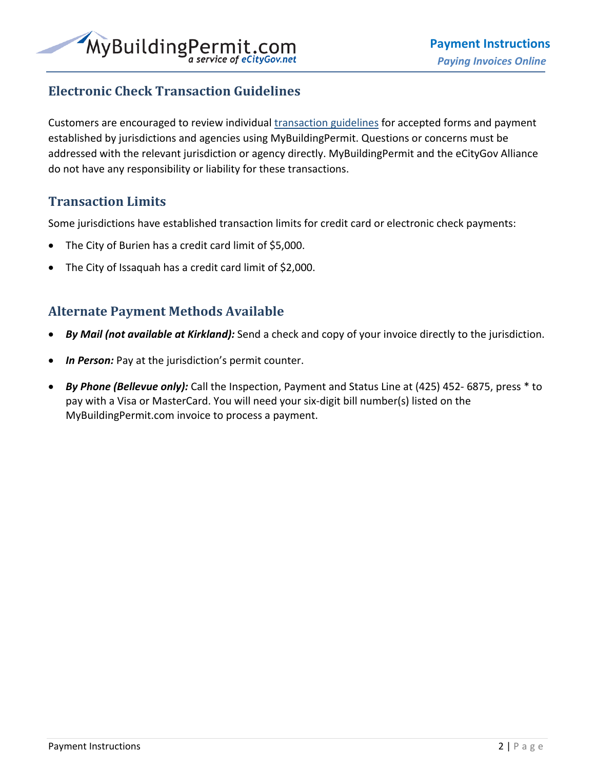## Electronic Check Transaction Guidelines

Customers are encouraged to review individual transaction guidelines for accepted forms and payment established by jurisdictions and agencies using MyBuildingPermit. Questions or concerns must be addressed with the relevant jurisdiction or agency directly. MyBuildingPermit and the eCityGov Alliance do not have any responsibility or liability for these transactions.

## Transaction Limits

Some jurisdictions have established transaction limits for credit card or electronic check payments:

- The City of Burien has a credit card limit of $5,000.
- The City of Issaquah has a credit card limit of $2,000.

## Alternate Payment Methods Available

- ***By Mail (not available at Kirkland):*** Send a check and copy of your invoice directly to the jurisdiction.
- ***In Person:*** Pay at the jurisdiction's permit counter.
- ***By Phone (Bellevue only):*** Call the Inspection, Payment and Status Line at (425) 452- 6875, press * to pay with a Visa or MasterCard. You will need your six-digit bill number(s) listed on the MyBuildingPermit.com invoice to process a payment.